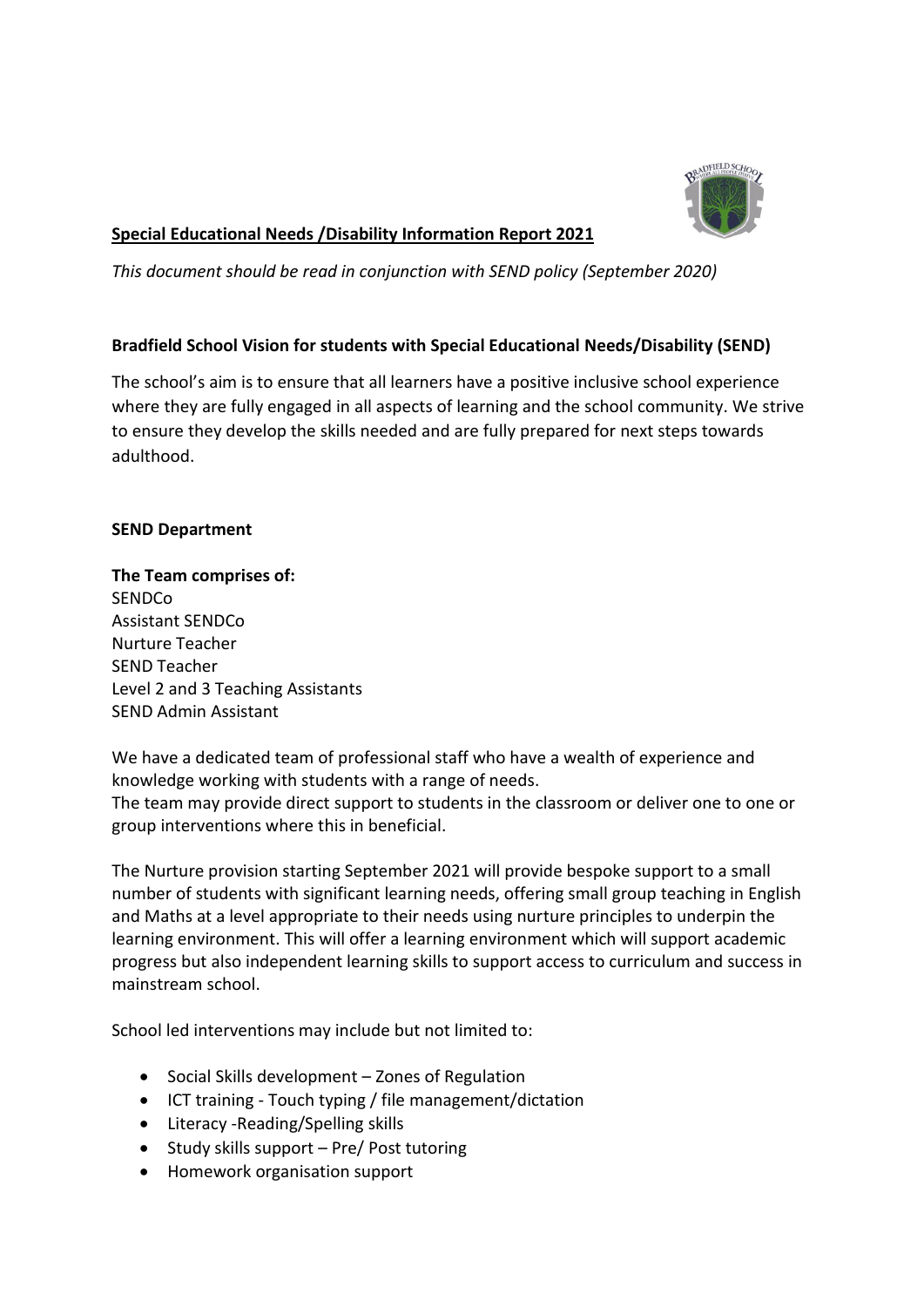## **Special Educational Needs /Disability Information Report 2021**

*This document should be read in conjunction with SEND policy (September 2020)*

### **Bradfield School Vision for students with Special Educational Needs/Disability (SEND)**

The school's aim is to ensure that all learners have a positive inclusive school experience where they are fully engaged in all aspects of learning and the school community. We strive to ensure they develop the skills needed and are fully prepared for next steps towards adulthood.

### **SEND Department**

**The Team comprises of:**
SENDCo
Assistant SENDCo
Nurture Teacher
SEND Teacher
Level 2 and 3 Teaching Assistants
SEND Admin Assistant

We have a dedicated team of professional staff who have a wealth of experience and knowledge working with students with a range of needs.
The team may provide direct support to students in the classroom or deliver one to one or group interventions where this in beneficial.

The Nurture provision starting September 2021 will provide bespoke support to a small number of students with significant learning needs, offering small group teaching in English and Maths at a level appropriate to their needs using nurture principles to underpin the learning environment. This will offer a learning environment which will support academic progress but also independent learning skills to support access to curriculum and success in mainstream school.

School led interventions may include but not limited to:

- Social Skills development – Zones of Regulation
- ICT training - Touch typing / file management/dictation
- Literacy -Reading/Spelling skills
- Study skills support – Pre/ Post tutoring
- Homework organisation support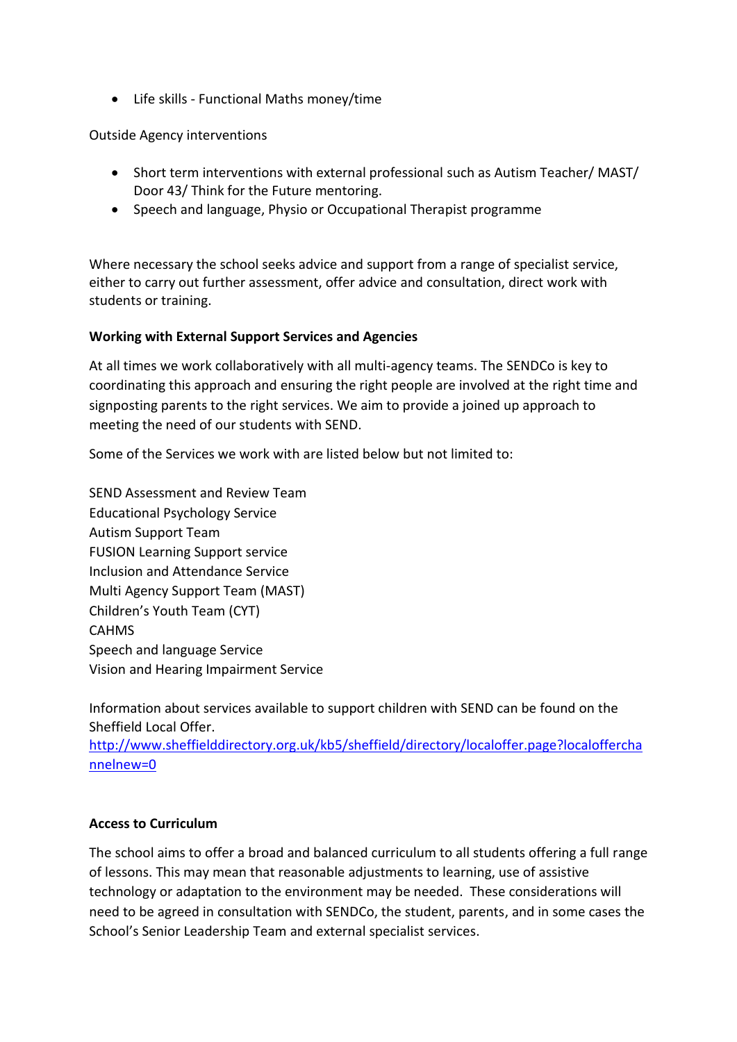- Life skills - Functional Maths money/time

Outside Agency interventions

- Short term interventions with external professional such as Autism Teacher/ MAST/ Door 43/ Think for the Future mentoring.
- Speech and language, Physio or Occupational Therapist programme

Where necessary the school seeks advice and support from a range of specialist service, either to carry out further assessment, offer advice and consultation, direct work with students or training.

**Working with External Support Services and Agencies**

At all times we work collaboratively with all multi-agency teams. The SENDCo is key to coordinating this approach and ensuring the right people are involved at the right time and signposting parents to the right services. We aim to provide a joined up approach to meeting the need of our students with SEND.

Some of the Services we work with are listed below but not limited to:

SEND Assessment and Review Team
Educational Psychology Service
Autism Support Team
FUSION Learning Support service
Inclusion and Attendance Service
Multi Agency Support Team (MAST)
Children's Youth Team (CYT)
CAHMS
Speech and language Service
Vision and Hearing Impairment Service

Information about services available to support children with SEND can be found on the Sheffield Local Offer.
http://www.sheffielddirectory.org.uk/kb5/sheffield/directory/localoffer.page?localofferchannelnew=0

**Access to Curriculum**

The school aims to offer a broad and balanced curriculum to all students offering a full range of lessons. This may mean that reasonable adjustments to learning, use of assistive technology or adaptation to the environment may be needed. These considerations will need to be agreed in consultation with SENDCo, the student, parents, and in some cases the School's Senior Leadership Team and external specialist services.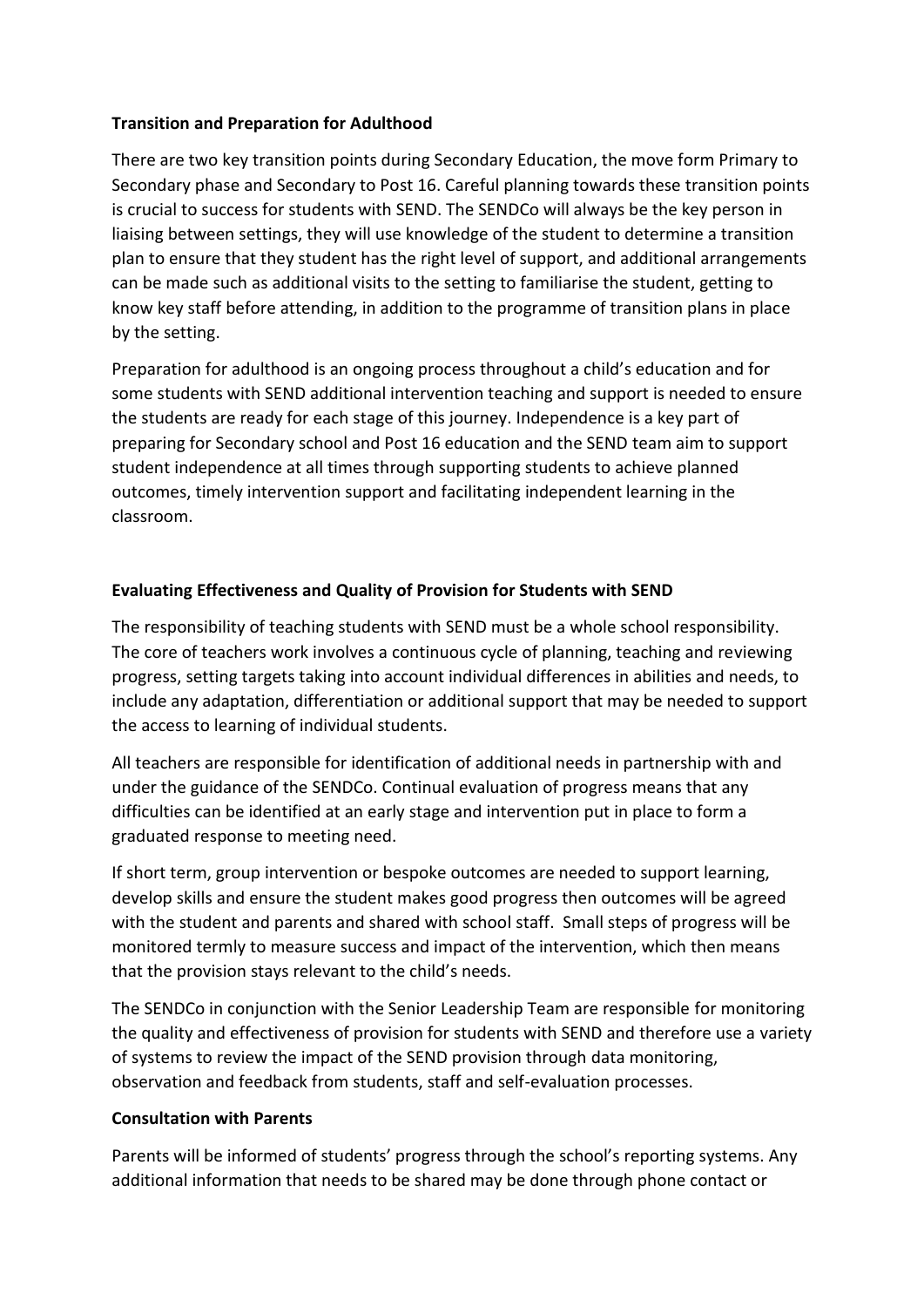**Transition and Preparation for Adulthood**

There are two key transition points during Secondary Education, the move form Primary to Secondary phase and Secondary to Post 16. Careful planning towards these transition points is crucial to success for students with SEND. The SENDCo will always be the key person in liaising between settings, they will use knowledge of the student to determine a transition plan to ensure that they student has the right level of support, and additional arrangements can be made such as additional visits to the setting to familiarise the student, getting to know key staff before attending, in addition to the programme of transition plans in place by the setting.

Preparation for adulthood is an ongoing process throughout a child's education and for some students with SEND additional intervention teaching and support is needed to ensure the students are ready for each stage of this journey. Independence is a key part of preparing for Secondary school and Post 16 education and the SEND team aim to support student independence at all times through supporting students to achieve planned outcomes, timely intervention support and facilitating independent learning in the classroom.

**Evaluating Effectiveness and Quality of Provision for Students with SEND**

The responsibility of teaching students with SEND must be a whole school responsibility. The core of teachers work involves a continuous cycle of planning, teaching and reviewing progress, setting targets taking into account individual differences in abilities and needs, to include any adaptation, differentiation or additional support that may be needed to support the access to learning of individual students.

All teachers are responsible for identification of additional needs in partnership with and under the guidance of the SENDCo. Continual evaluation of progress means that any difficulties can be identified at an early stage and intervention put in place to form a graduated response to meeting need.

If short term, group intervention or bespoke outcomes are needed to support learning, develop skills and ensure the student makes good progress then outcomes will be agreed with the student and parents and shared with school staff. Small steps of progress will be monitored termly to measure success and impact of the intervention, which then means that the provision stays relevant to the child's needs.

The SENDCo in conjunction with the Senior Leadership Team are responsible for monitoring the quality and effectiveness of provision for students with SEND and therefore use a variety of systems to review the impact of the SEND provision through data monitoring, observation and feedback from students, staff and self-evaluation processes.

**Consultation with Parents**

Parents will be informed of students' progress through the school's reporting systems. Any additional information that needs to be shared may be done through phone contact or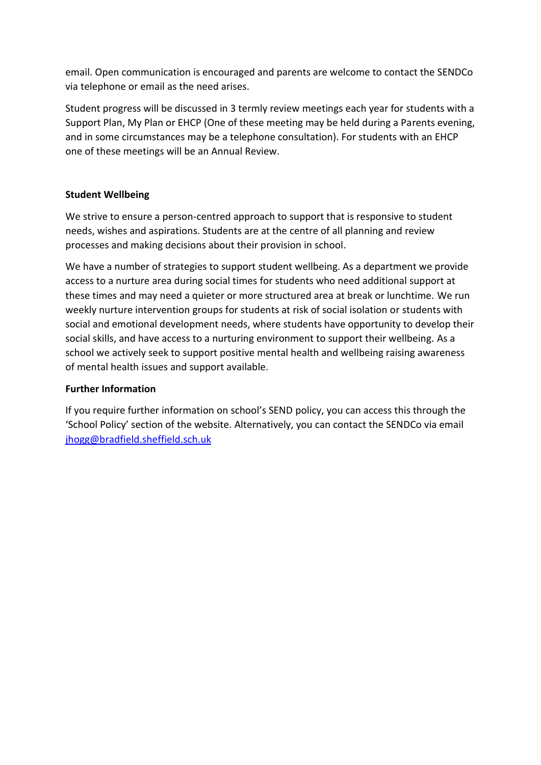email. Open communication is encouraged and parents are welcome to contact the SENDCo via telephone or email as the need arises.

Student progress will be discussed in 3 termly review meetings each year for students with a Support Plan, My Plan or EHCP (One of these meeting may be held during a Parents evening, and in some circumstances may be a telephone consultation). For students with an EHCP one of these meetings will be an Annual Review.

**Student Wellbeing**

We strive to ensure a person-centred approach to support that is responsive to student needs, wishes and aspirations. Students are at the centre of all planning and review processes and making decisions about their provision in school.

We have a number of strategies to support student wellbeing. As a department we provide access to a nurture area during social times for students who need additional support at these times and may need a quieter or more structured area at break or lunchtime. We run weekly nurture intervention groups for students at risk of social isolation or students with social and emotional development needs, where students have opportunity to develop their social skills, and have access to a nurturing environment to support their wellbeing. As a school we actively seek to support positive mental health and wellbeing raising awareness of mental health issues and support available.

**Further Information**

If you require further information on school's SEND policy, you can access this through the 'School Policy' section of the website. Alternatively, you can contact the SENDCo via email [jhogg@bradfield.sheffield.sch.uk](mailto:jhogg@bradfield.sheffield.sch.uk)